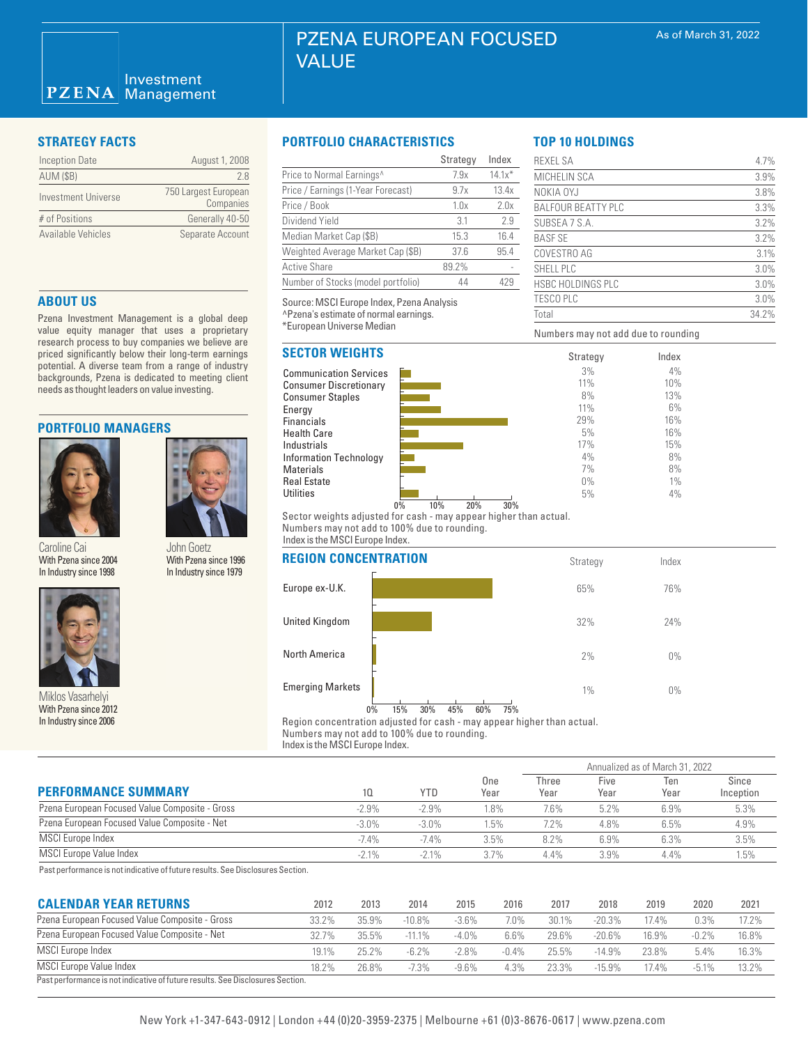# PZENA EUROPEAN FOCUSED VALUE

As of March 31, 2022

PZENA Investment Management

## STRATEGY FACTS

| | |
|---|---|
| Inception Date | August 1, 2008 |
| AUM ($B) | 2.8 |
| Investment Universe | 750 Largest European Companies |
| # of Positions | Generally 40-50 |
| Available Vehicles | Separate Account |

## ABOUT US

Pzena Investment Management is a global deep value equity manager that uses a proprietary research process to buy companies we believe are priced significantly below their long-term earnings potential. A diverse team from a range of industry backgrounds, Pzena is dedicated to meeting client needs as thought leaders on value investing.

## PORTFOLIO MANAGERS

Caroline Cai
With Pzena since 2004
In Industry since 1998

John Goetz
With Pzena since 1996
In Industry since 1979

Miklos Vasarhelyi
With Pzena since 2012
In Industry since 2006

## PORTFOLIO CHARACTERISTICS

| | Strategy | Index |
|---|---|---|
| Price to Normal Earnings^ | 7.9x | 14.1x* |
| Price / Earnings (1-Year Forecast) | 9.7x | 13.4x |
| Price / Book | 1.0x | 2.0x |
| Dividend Yield | 3.1 | 2.9 |
| Median Market Cap ($B) | 15.3 | 16.4 |
| Weighted Average Market Cap ($B) | 37.6 | 95.4 |
| Active Share | 89.2% | - |
| Number of Stocks (model portfolio) | 44 | 429 |

Source: MSCI Europe Index, Pzena Analysis
^Pzena's estimate of normal earnings.
*European Universe Median

## TOP 10 HOLDINGS

| | |
|---|---|
| REXEL SA | 4.7% |
| MICHELIN SCA | 3.9% |
| NOKIA OYJ | 3.8% |
| BALFOUR BEATTY PLC | 3.3% |
| SUBSEA 7 S.A. | 3.2% |
| BASF SE | 3.2% |
| COVESTRO AG | 3.1% |
| SHELL PLC | 3.0% |
| HSBC HOLDINGS PLC | 3.0% |
| TESCO PLC | 3.0% |
| Total | 34.2% |

Numbers may not add due to rounding

## SECTOR WEIGHTS

| | Strategy | Index |
|---|---|---|
| Communication Services | 3% | 4% |
| Consumer Discretionary | 11% | 10% |
| Consumer Staples | 8% | 13% |
| Energy | 11% | 6% |
| Financials | 29% | 16% |
| Health Care | 5% | 16% |
| Industrials | 17% | 15% |
| Information Technology | 4% | 8% |
| Materials | 7% | 8% |
| Real Estate | 0% | 1% |
| Utilities | 5% | 4% |

Sector weights adjusted for cash - may appear higher than actual.
Numbers may not add to 100% due to rounding.
Index is the MSCI Europe Index.

## REGION CONCENTRATION

| | Strategy | Index |
|---|---|---|
| Europe ex-U.K. | 65% | 76% |
| United Kingdom | 32% | 24% |
| North America | 2% | 0% |
| Emerging Markets | 1% | 0% |

Region concentration adjusted for cash - may appear higher than actual.
Numbers may not add to 100% due to rounding.
Index is the MSCI Europe Index.

## PERFORMANCE SUMMARY

| | 1Q | YTD | One Year | Three Year | Five Year | Ten Year | Since Inception |
|---|---|---|---|---|---|---|---|
| | | | | Annualized as of March 31, 2022 | | | |
| Pzena European Focused Value Composite - Gross | -2.9% | -2.9% | 1.8% | 7.6% | 5.2% | 6.9% | 5.3% |
| Pzena European Focused Value Composite - Net | -3.0% | -3.0% | 1.5% | 7.2% | 4.8% | 6.5% | 4.9% |
| MSCI Europe Index | -7.4% | -7.4% | 3.5% | 8.2% | 6.9% | 6.3% | 3.5% |
| MSCI Europe Value Index | -2.1% | -2.1% | 3.7% | 4.4% | 3.9% | 4.4% | 1.5% |

Past performance is not indicative of future results. See Disclosures Section.

## CALENDAR YEAR RETURNS

| | 2012 | 2013 | 2014 | 2015 | 2016 | 2017 | 2018 | 2019 | 2020 | 2021 |
|---|---|---|---|---|---|---|---|---|---|---|
| Pzena European Focused Value Composite - Gross | 33.2% | 35.9% | -10.8% | -3.6% | 7.0% | 30.1% | -20.3% | 17.4% | 0.3% | 17.2% |
| Pzena European Focused Value Composite - Net | 32.7% | 35.5% | -11.1% | -4.0% | 6.6% | 29.6% | -20.6% | 16.9% | -0.2% | 16.8% |
| MSCI Europe Index | 19.1% | 25.2% | -6.2% | -2.8% | -0.4% | 25.5% | -14.9% | 23.8% | 5.4% | 16.3% |
| MSCI Europe Value Index | 18.2% | 26.8% | -7.3% | -9.6% | 4.3% | 23.3% | -15.9% | 17.4% | -5.1% | 13.2% |

Past performance is not indicative of future results. See Disclosures Section.

New York +1-347-643-0912 | London +44 (0)20-3959-2375 | Melbourne +61 (0)3-8676-0617 | www.pzena.com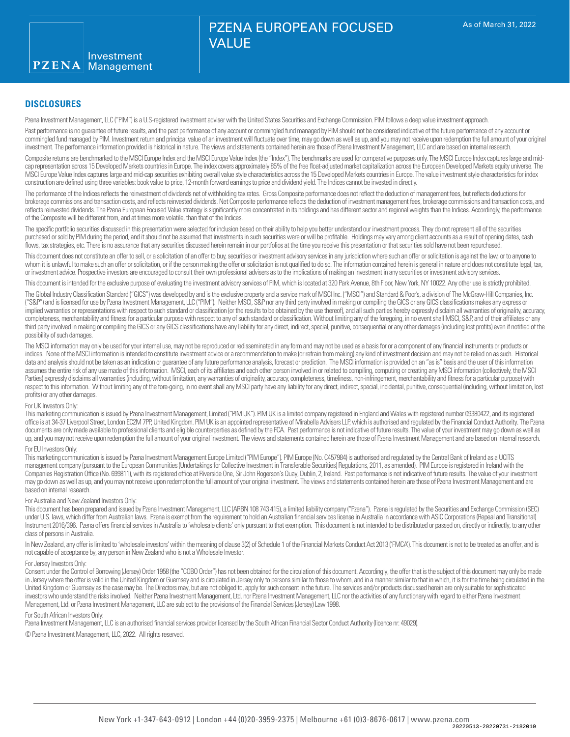# PZENA EUROPEAN FOCUSED VALUE

As of March 31, 2022

## DISCLOSURES

Pzena Investment Management, LLC ("PIM") is a U.S-registered investment adviser with the United States Securities and Exchange Commission. PIM follows a deep value investment approach.

Past performance is no guarantee of future results, and the past performance of any account or commingled fund managed by PIM should not be considered indicative of the future performance of any account or commingled fund managed by PIM. Investment return and principal value of an investment will fluctuate over time, may go down as well as up, and you may not receive upon redemption the full amount of your original investment. The performance information provided is historical in nature. The views and statements contained herein are those of Pzena Investment Management, LLC and are based on internal research.

Composite returns are benchmarked to the MSCI Europe Index and the MSCI Europe Value Index (the "Index"). The benchmarks are used for comparative purposes only. The MSCI Europe Index captures large and mid-cap representation across 15 Developed Markets countries in Europe. The index covers approximately 85% of the free float-adjusted market capitalization across the European Developed Markets equity universe. The MSCI Europe Value Index captures large and mid-cap securities exhibiting overall value style characteristics across the 15 Developed Markets countries in Europe. The value investment style characteristics for index construction are defined using three variables: book value to price, 12-month forward earnings to price and dividend yield. The Indices cannot be invested in directly.

The performance of the Indices reflects the reinvestment of dividends net of withholding tax rates. Gross Composite performance does not reflect the deduction of management fees, but reflects deductions for brokerage commissions and transaction costs, and reflects reinvested dividends. Net Composite performance reflects the deduction of investment management fees, brokerage commissions and transaction costs, and reflects reinvested dividends. The Pzena European Focused Value strategy is significantly more concentrated in its holdings and has different sector and regional weights than the Indices. Accordingly, the performance of the Composite will be different from, and at times more volatile, than that of the Indices.

The specific portfolio securities discussed in this presentation were selected for inclusion based on their ability to help you better understand our investment process. They do not represent all of the securities purchased or sold by PIM during the period, and it should not be assumed that investments in such securities were or will be profitable. Holdings may vary among client accounts as a result of opening dates, cash flows, tax strategies, etc. There is no assurance that any securities discussed herein remain in our portfolios at the time you receive this presentation or that securities sold have not been repurchased.

This document does not constitute an offer to sell, or a solicitation of an offer to buy, securities or investment advisory services in any jurisdiction where such an offer or solicitation is against the law, or to anyone to whom it is unlawful to make such an offer or solicitation, or if the person making the offer or solicitation is not qualified to do so. The information contained herein is general in nature and does not constitute legal, tax, or investment advice. Prospective investors are encouraged to consult their own professional advisers as to the implications of making an investment in any securities or investment advisory services.

This document is intended for the exclusive purpose of evaluating the investment advisory services of PIM, which is located at 320 Park Avenue, 8th Floor, New York, NY 10022. Any other use is strictly prohibited.

The Global Industry Classification Standard ("GICS") was developed by and is the exclusive property and a service mark of MSCI Inc. ("MSCI") and Standard & Poor's, a division of The McGraw-Hill Companies, Inc. ("S&P") and is licensed for use by Pzena Investment Management, LLC ("PIM"). Neither MSCI, S&P nor any third party involved in making or compiling the GICS or any GICS classifications makes any express or implied warranties or representations with respect to such standard or classification (or the results to be obtained by the use thereof), and all such parties hereby expressly disclaim all warranties of originality, accuracy, completeness, merchantability and fitness for a particular purpose with respect to any of such standard or classification. Without limiting any of the foregoing, in no event shall MSCI, S&P, and of their affiliates or any third party involved in making or compiling the GICS or any GICS classifications have any liability for any direct, indirect, special, punitive, consequential or any other damages (including lost profits) even if notified of the possibility of such damages.

The MSCI information may only be used for your internal use, may not be reproduced or redisseminated in any form and may not be used as a basis for or a component of any financial instruments or products or indices. None of the MSCI information is intended to constitute investment advice or a recommendation to make (or refrain from making) any kind of investment decision and may not be relied on as such. Historical data and analysis should not be taken as an indication or guarantee of any future performance analysis, forecast or prediction. The MSCI information is provided on an "as is" basis and the user of this information assumes the entire risk of any use made of this information. MSCI, each of its affiliates and each other person involved in or related to compiling, computing or creating any MSCI information (collectively, the MSCI Parties) expressly disclaims all warranties (including, without limitation, any warranties of originality, accuracy, completeness, timeliness, non-infringement, merchantability and fitness for a particular purpose) with respect to this information. Without limiting any of the fore-going, in no event shall any MSCI party have any liability for any direct, indirect, special, incidental, punitive, consequential (including, without limitation, lost profits) or any other damages.

For UK Investors Only:
This marketing communication is issued by Pzena Investment Management, Limited ("PIM UK"). PIM UK is a limited company registered in England and Wales with registered number 09380422, and its registered office is at 34-37 Liverpool Street, London EC2M 7PP, United Kingdom. PIM UK is an appointed representative of Mirabella Advisers LLP, which is authorised and regulated by the Financial Conduct Authority. The Pzena documents are only made available to professional clients and eligible counterparties as defined by the FCA. Past performance is not indicative of future results. The value of your investment may go down as well as up, and you may not receive upon redemption the full amount of your original investment. The views and statements contained herein are those of Pzena Investment Management and are based on internal research.

For EU Investors Only:
This marketing communication is issued by Pzena Investment Management Europe Limited ("PIM Europe"). PIM Europe (No. C457984) is authorised and regulated by the Central Bank of Ireland as a UCITS management company (pursuant to the European Communities (Undertakings for Collective Investment in Transferable Securities) Regulations, 2011, as amended). PIM Europe is registered in Ireland with the Companies Registration Office (No. 699811), with its registered office at Riverside One, Sir John Rogerson's Quay, Dublin, 2, Ireland. Past performance is not indicative of future results. The value of your investment may go down as well as up, and you may not receive upon redemption the full amount of your original investment. The views and statements contained herein are those of Pzena Investment Management and are based on internal research.

For Australia and New Zealand Investors Only:
This document has been prepared and issued by Pzena Investment Management, LLC (ARBN 108 743 415), a limited liability company ("Pzena"). Pzena is regulated by the Securities and Exchange Commission (SEC) under U.S. laws, which differ from Australian laws. Pzena is exempt from the requirement to hold an Australian financial services license in Australia in accordance with ASIC Corporations (Repeal and Transitional) Instrument 2016/396. Pzena offers financial services in Australia to 'wholesale clients' only pursuant to that exemption. This document is not intended to be distributed or passed on, directly or indirectly, to any other class of persons in Australia.

In New Zealand, any offer is limited to 'wholesale investors' within the meaning of clause 3(2) of Schedule 1 of the Financial Markets Conduct Act 2013 ('FMCA'). This document is not to be treated as an offer, and is not capable of acceptance by, any person in New Zealand who is not a Wholesale Investor.

For Jersey Investors Only:
Consent under the Control of Borrowing (Jersey) Order 1958 (the "COBO Order") has not been obtained for the circulation of this document. Accordingly, the offer that is the subject of this document may only be made in Jersey where the offer is valid in the United Kingdom or Guernsey and is circulated in Jersey only to persons similar to those to whom, and in a manner similar to that in which, it is for the time being circulated in the United Kingdom or Guernsey as the case may be. The Directors may, but are not obliged to, apply for such consent in the future. The services and/or products discussed herein are only suitable for sophisticated investors who understand the risks involved. Neither Pzena Investment Management, Ltd. nor Pzena Investment Management, LLC nor the activities of any functionary with regard to either Pzena Investment Management, Ltd. or Pzena Investment Management, LLC are subject to the provisions of the Financial Services (Jersey) Law 1998.

For South African Investors Only:
Pzena Investment Management, LLC is an authorised financial services provider licensed by the South African Financial Sector Conduct Authority (licence nr: 49029).

© Pzena Investment Management, LLC, 2022. All rights reserved.

New York +1-347-643-0912 | London +44 (0)20-3959-2375 | Melbourne +61 (0)3-8676-0617 | www.pzena.com

20220513-20220731-2182010